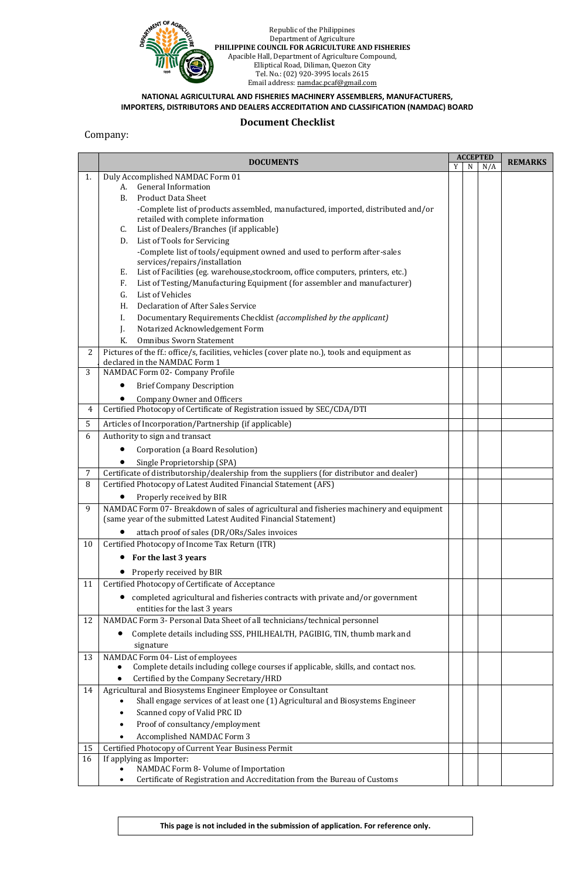Republic of the Philippines
Department of Agriculture
**PHILIPPINE COUNCIL FOR AGRICULTURE AND FISHERIES**
Apacible Hall, Department of Agriculture Compound,
Elliptical Road, Diliman, Quezon City
Tel. No.: (02) 920-3995 locals 2615
Email address: namdac.pcaf@gmail.com

**NATIONAL AGRICULTURAL AND FISHERIES MACHINERY ASSEMBLERS, MANUFACTURERS, IMPORTERS, DISTRIBUTORS AND DEALERS ACCREDITATION AND CLASSIFICATION (NAMDAC) BOARD**

## Document Checklist

Company:

| | DOCUMENTS | ACCEPTED | | | REMARKS |
|---|---|---|---|---|---|
| | | Y | N | N/A | |
| 1. | Duly Accomplished NAMDAC Form 01<br>A. General Information<br>B. Product Data Sheet<br>-Complete list of products assembled, manufactured, imported, distributed and/or retailed with complete information<br>C. List of Dealers/Branches (if applicable)<br>D. List of Tools for Servicing<br>-Complete list of tools/equipment owned and used to perform after-sales services/repairs/installation<br>E. List of Facilities (eg. warehouse,stockroom, office computers, printers, etc.)<br>F. List of Testing/Manufacturing Equipment (for assembler and manufacturer)<br>G. List of Vehicles<br>H. Declaration of After Sales Service<br>I. Documentary Requirements Checklist *(accomplished by the applicant)*<br>J. Notarized Acknowledgement Form<br>K. Omnibus Sworn Statement | | | | |
| 2 | Pictures of the ff.: office/s, facilities, vehicles (cover plate no.), tools and equipment as declared in the NAMDAC Form 1 | | | | |
| 3 | NAMDAC Form 02- Company Profile<br>• Brief Company Description<br>• Company Owner and Officers | | | | |
| 4 | Certified Photocopy of Certificate of Registration issued by SEC/CDA/DTI | | | | |
| 5 | Articles of Incorporation/Partnership (if applicable) | | | | |
| 6 | Authority to sign and transact<br>• Corporation (a Board Resolution)<br>• Single Proprietorship (SPA) | | | | |
| 7 | Certificate of distributorship/dealership from the suppliers (for distributor and dealer) | | | | |
| 8 | Certified Photocopy of Latest Audited Financial Statement (AFS)<br>• Properly received by BIR | | | | |
| 9 | NAMDAC Form 07- Breakdown of sales of agricultural and fisheries machinery and equipment (same year of the submitted Latest Audited Financial Statement)<br>• attach proof of sales (DR/ORs/Sales invoices | | | | |
| 10 | Certified Photocopy of Income Tax Return (ITR)<br>• **For the last 3 years**<br>• Properly received by BIR | | | | |
| 11 | Certified Photocopy of Certificate of Acceptance<br>• completed agricultural and fisheries contracts with private and/or government entities for the last 3 years | | | | |
| 12 | NAMDAC Form 3- Personal Data Sheet of all technicians/technical personnel<br>• Complete details including SSS, PHILHEALTH, PAGIBIG, TIN, thumb mark and signature | | | | |
| 13 | NAMDAC Form 04- List of employees<br>• Complete details including college courses if applicable, skills, and contact nos.<br>• Certified by the Company Secretary/HRD | | | | |
| 14 | Agricultural and Biosystems Engineer Employee or Consultant<br>• Shall engage services of at least one (1) Agricultural and Biosystems Engineer<br>• Scanned copy of Valid PRC ID<br>• Proof of consultancy/employment<br>• Accomplished NAMDAC Form 3 | | | | |
| 15 | Certified Photocopy of Current Year Business Permit | | | | |
| 16 | If applying as Importer:<br>• NAMDAC Form 8- Volume of Importation<br>• Certificate of Registration and Accreditation from the Bureau of Customs | | | | |

**This page is not included in the submission of application. For reference only.**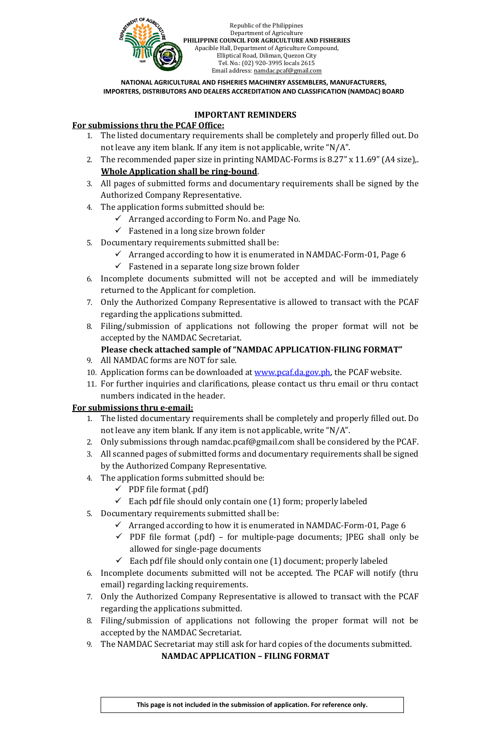Republic of the Philippines
Department of Agriculture
**PHILIPPINE COUNCIL FOR AGRICULTURE AND FISHERIES**
Apacible Hall, Department of Agriculture Compound,
Elliptical Road, Diliman, Quezon City
Tel. No.: (02) 920-3995 locals 2615
Email address: namdac.pcaf@gmail.com

**NATIONAL AGRICULTURAL AND FISHERIES MACHINERY ASSEMBLERS, MANUFACTURERS, IMPORTERS, DISTRIBUTORS AND DEALERS ACCREDITATION AND CLASSIFICATION (NAMDAC) BOARD**

## IMPORTANT REMINDERS

**For submissions thru the PCAF Office:**

1. The listed documentary requirements shall be completely and properly filled out. Do not leave any item blank. If any item is not applicable, write "N/A".
2. The recommended paper size in printing NAMDAC-Forms is 8.27" x 11.69" (A4 size),. **Whole Application shall be ring-bound**.
3. All pages of submitted forms and documentary requirements shall be signed by the Authorized Company Representative.
4. The application forms submitted should be:
   - ✓ Arranged according to Form No. and Page No.
   - ✓ Fastened in a long size brown folder
5. Documentary requirements submitted shall be:
   - ✓ Arranged according to how it is enumerated in NAMDAC-Form-01, Page 6
   - ✓ Fastened in a separate long size brown folder
6. Incomplete documents submitted will not be accepted and will be immediately returned to the Applicant for completion.
7. Only the Authorized Company Representative is allowed to transact with the PCAF regarding the applications submitted.
8. Filing/submission of applications not following the proper format will not be accepted by the NAMDAC Secretariat.
   **Please check attached sample of "NAMDAC APPLICATION-FILING FORMAT"**
9. All NAMDAC forms are NOT for sale.
10. Application forms can be downloaded at www.pcaf.da.gov.ph, the PCAF website.
11. For further inquiries and clarifications, please contact us thru email or thru contact numbers indicated in the header.

**For submissions thru e-email:**

1. The listed documentary requirements shall be completely and properly filled out. Do not leave any item blank. If any item is not applicable, write "N/A".
2. Only submissions through namdac.pcaf@gmail.com shall be considered by the PCAF.
3. All scanned pages of submitted forms and documentary requirements shall be signed by the Authorized Company Representative.
4. The application forms submitted should be:
   - ✓ PDF file format (.pdf)
   - ✓ Each pdf file should only contain one (1) form; properly labeled
5. Documentary requirements submitted shall be:
   - ✓ Arranged according to how it is enumerated in NAMDAC-Form-01, Page 6
   - ✓ PDF file format (.pdf) – for multiple-page documents; JPEG shall only be allowed for single-page documents
   - ✓ Each pdf file should only contain one (1) document; properly labeled
6. Incomplete documents submitted will not be accepted. The PCAF will notify (thru email) regarding lacking requirements.
7. Only the Authorized Company Representative is allowed to transact with the PCAF regarding the applications submitted.
8. Filing/submission of applications not following the proper format will not be accepted by the NAMDAC Secretariat.
9. The NAMDAC Secretariat may still ask for hard copies of the documents submitted.

**NAMDAC APPLICATION – FILING FORMAT**

**This page is not included in the submission of application. For reference only.**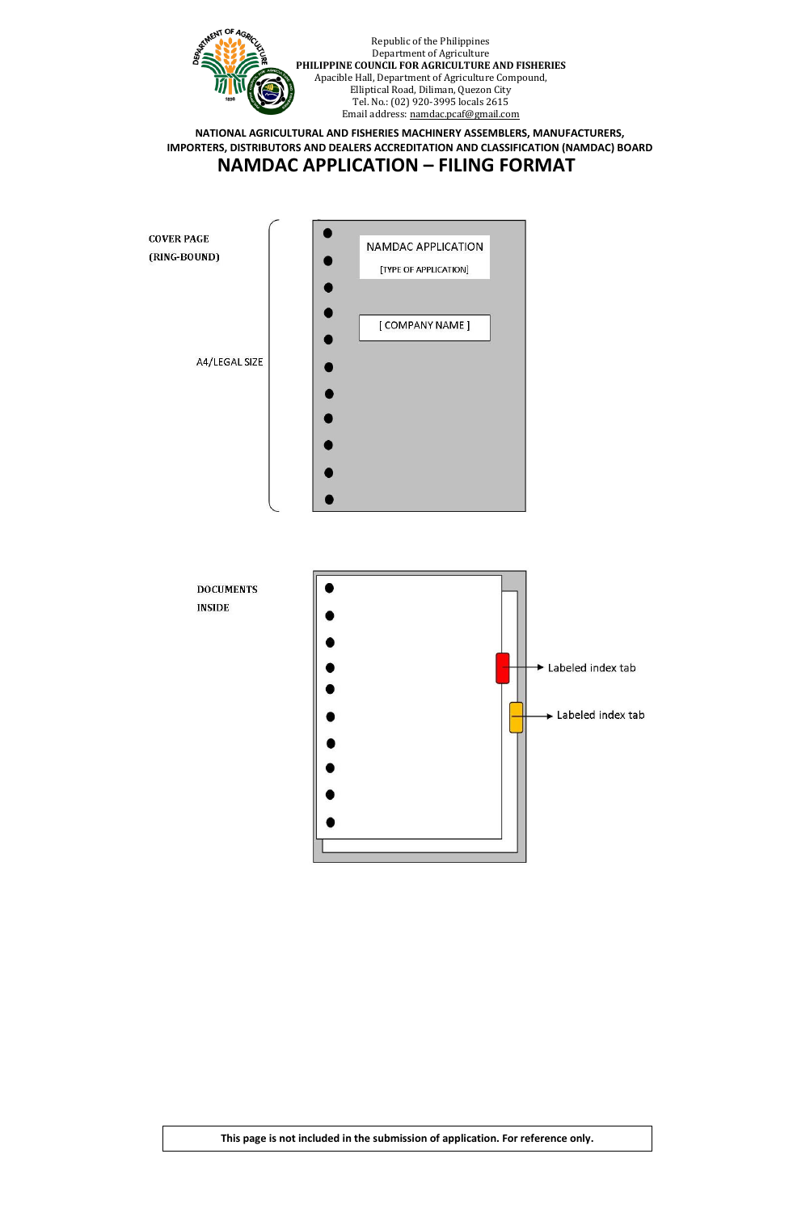Republic of the Philippines
Department of Agriculture
**PHILIPPINE COUNCIL FOR AGRICULTURE AND FISHERIES**
Apacible Hall, Department of Agriculture Compound,
Elliptical Road, Diliman, Quezon City
Tel. No.: (02) 920-3995 locals 2615
Email address: namdac.pcaf@gmail.com

**NATIONAL AGRICULTURAL AND FISHERIES MACHINERY ASSEMBLERS, MANUFACTURERS, IMPORTERS, DISTRIBUTORS AND DEALERS ACCREDITATION AND CLASSIFICATION (NAMDAC) BOARD**

# NAMDAC APPLICATION – FILING FORMAT

COVER PAGE
(RING-BOUND)

A4/LEGAL SIZE

NAMDAC APPLICATION
[TYPE OF APPLICATION]

[ COMPANY NAME ]

DOCUMENTS
INSIDE

Labeled index tab

Labeled index tab

**This page is not included in the submission of application. For reference only.**